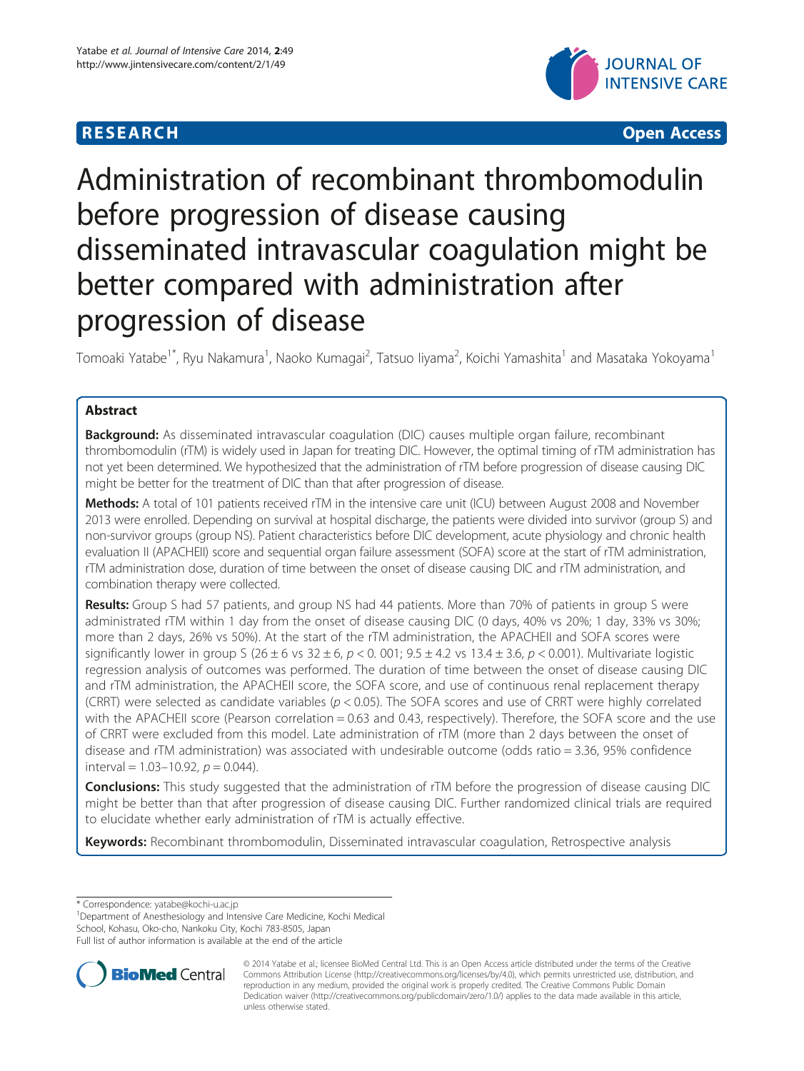**RESEARCH** **Open Access**

# Administration of recombinant thrombomodulin before progression of disease causing disseminated intravascular coagulation might be better compared with administration after progression of disease

Tomoaki Yatabe[1*], Ryu Nakamura[1], Naoko Kumagai[2], Tatsuo Iiyama[2], Koichi Yamashita[1] and Masataka Yokoyama[1]

## Abstract

**Background:** As disseminated intravascular coagulation (DIC) causes multiple organ failure, recombinant thrombomodulin (rTM) is widely used in Japan for treating DIC. However, the optimal timing of rTM administration has not yet been determined. We hypothesized that the administration of rTM before progression of disease causing DIC might be better for the treatment of DIC than that after progression of disease.

**Methods:** A total of 101 patients received rTM in the intensive care unit (ICU) between August 2008 and November 2013 were enrolled. Depending on survival at hospital discharge, the patients were divided into survivor (group S) and non-survivor groups (group NS). Patient characteristics before DIC development, acute physiology and chronic health evaluation II (APACHEII) score and sequential organ failure assessment (SOFA) score at the start of rTM administration, rTM administration dose, duration of time between the onset of disease causing DIC and rTM administration, and combination therapy were collected.

**Results:** Group S had 57 patients, and group NS had 44 patients. More than 70% of patients in group S were administrated rTM within 1 day from the onset of disease causing DIC (0 days, 40% vs 20%; 1 day, 33% vs 30%; more than 2 days, 26% vs 50%). At the start of the rTM administration, the APACHEII and SOFA scores were significantly lower in group S ($26 \pm 6$ vs $32 \pm 6$, $p < 0.001$; $9.5 \pm 4.2$ vs $13.4 \pm 3.6$, $p < 0.001$). Multivariate logistic regression analysis of outcomes was performed. The duration of time between the onset of disease causing DIC and rTM administration, the APACHEII score, the SOFA score, and use of continuous renal replacement therapy (CRRT) were selected as candidate variables ($p < 0.05$). The SOFA scores and use of CRRT were highly correlated with the APACHEII score (Pearson correlation = 0.63 and 0.43, respectively). Therefore, the SOFA score and the use of CRRT were excluded from this model. Late administration of rTM (more than 2 days between the onset of disease and rTM administration) was associated with undesirable outcome (odds ratio = 3.36, 95% confidence interval = 1.03–10.92, $p = 0.044$).

**Conclusions:** This study suggested that the administration of rTM before the progression of disease causing DIC might be better than that after progression of disease causing DIC. Further randomized clinical trials are required to elucidate whether early administration of rTM is actually effective.

**Keywords:** Recombinant thrombomodulin, Disseminated intravascular coagulation, Retrospective analysis

\* Correspondence: yatabe@kochi-u.ac.jp
[1]Department of Anesthesiology and Intensive Care Medicine, Kochi Medical School, Kohasu, Oko-cho, Nankoku City, Kochi 783-8505, Japan
Full list of author information is available at the end of the article

© 2014 Yatabe et al.; licensee BioMed Central Ltd. This is an Open Access article distributed under the terms of the Creative Commons Attribution License (http://creativecommons.org/licenses/by/4.0), which permits unrestricted use, distribution, and reproduction in any medium, provided the original work is properly credited. The Creative Commons Public Domain Dedication waiver (http://creativecommons.org/publicdomain/zero/1.0/) applies to the data made available in this article, unless otherwise stated.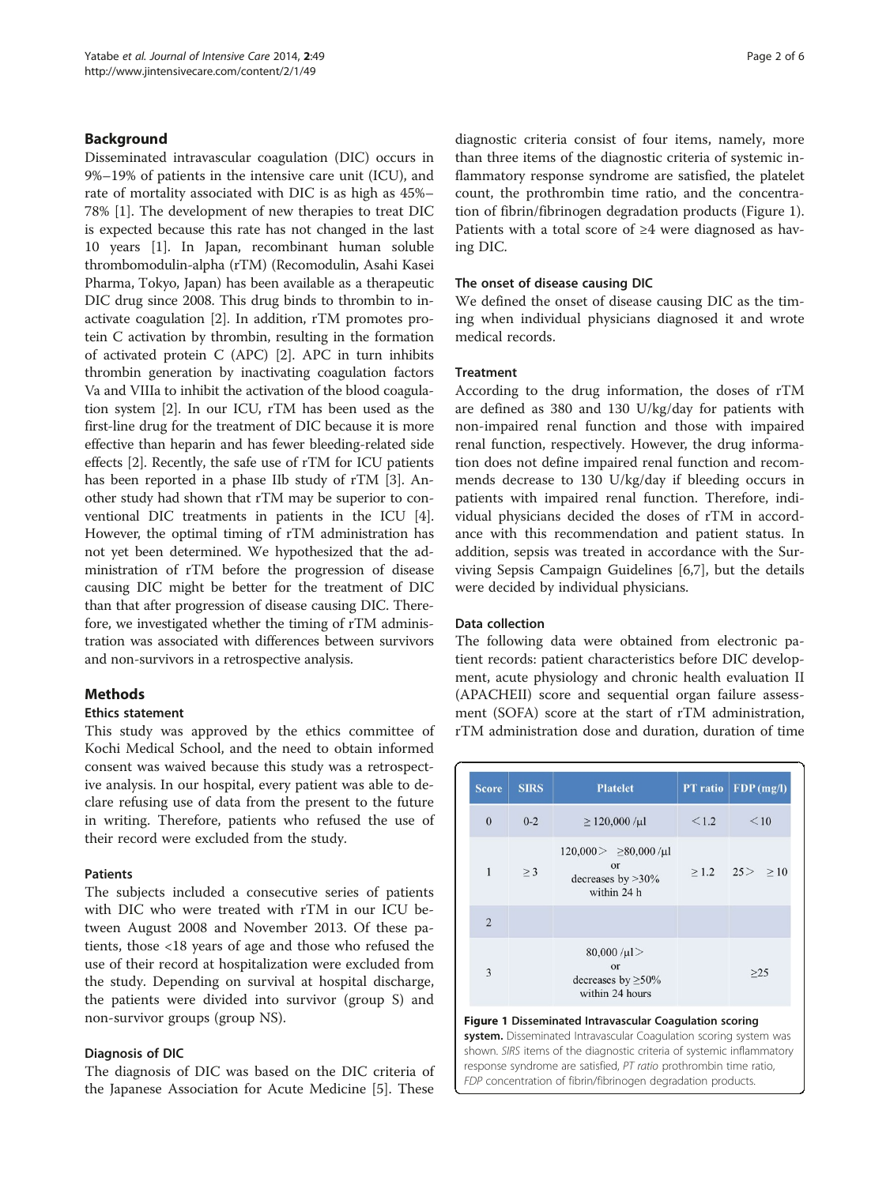## Background

Disseminated intravascular coagulation (DIC) occurs in 9%–19% of patients in the intensive care unit (ICU), and rate of mortality associated with DIC is as high as 45%–78% [1]. The development of new therapies to treat DIC is expected because this rate has not changed in the last 10 years [1]. In Japan, recombinant human soluble thrombomodulin-alpha (rTM) (Recomodulin, Asahi Kasei Pharma, Tokyo, Japan) has been available as a therapeutic DIC drug since 2008. This drug binds to thrombin to inactivate coagulation [2]. In addition, rTM promotes protein C activation by thrombin, resulting in the formation of activated protein C (APC) [2]. APC in turn inhibits thrombin generation by inactivating coagulation factors Va and VIIIa to inhibit the activation of the blood coagulation system [2]. In our ICU, rTM has been used as the first-line drug for the treatment of DIC because it is more effective than heparin and has fewer bleeding-related side effects [2]. Recently, the safe use of rTM for ICU patients has been reported in a phase IIb study of rTM [3]. Another study had shown that rTM may be superior to conventional DIC treatments in patients in the ICU [4]. However, the optimal timing of rTM administration has not yet been determined. We hypothesized that the administration of rTM before the progression of disease causing DIC might be better for the treatment of DIC than that after progression of disease causing DIC. Therefore, we investigated whether the timing of rTM administration was associated with differences between survivors and non-survivors in a retrospective analysis.

## Methods

### Ethics statement

This study was approved by the ethics committee of Kochi Medical School, and the need to obtain informed consent was waived because this study was a retrospective analysis. In our hospital, every patient was able to declare refusing use of data from the present to the future in writing. Therefore, patients who refused the use of their record were excluded from the study.

### Patients

The subjects included a consecutive series of patients with DIC who were treated with rTM in our ICU between August 2008 and November 2013. Of these patients, those <18 years of age and those who refused the use of their record at hospitalization were excluded from the study. Depending on survival at hospital discharge, the patients were divided into survivor (group S) and non-survivor groups (group NS).

### Diagnosis of DIC

The diagnosis of DIC was based on the DIC criteria of the Japanese Association for Acute Medicine [5]. These diagnostic criteria consist of four items, namely, more than three items of the diagnostic criteria of systemic inflammatory response syndrome are satisfied, the platelet count, the prothrombin time ratio, and the concentration of fibrin/fibrinogen degradation products (Figure 1). Patients with a total score of ≥4 were diagnosed as having DIC.

### The onset of disease causing DIC

We defined the onset of disease causing DIC as the timing when individual physicians diagnosed it and wrote medical records.

### Treatment

According to the drug information, the doses of rTM are defined as 380 and 130 U/kg/day for patients with non-impaired renal function and those with impaired renal function, respectively. However, the drug information does not define impaired renal function and recommends decrease to 130 U/kg/day if bleeding occurs in patients with impaired renal function. Therefore, individual physicians decided the doses of rTM in accordance with this recommendation and patient status. In addition, sepsis was treated in accordance with the Surviving Sepsis Campaign Guidelines [6,7], but the details were decided by individual physicians.

### Data collection

The following data were obtained from electronic patient records: patient characteristics before DIC development, acute physiology and chronic health evaluation II (APACHEII) score and sequential organ failure assessment (SOFA) score at the start of rTM administration, rTM administration dose and duration, duration of time

| Score | SIRS | Platelet | PT ratio | FDP (mg/l) |
|---|---|---|---|---|
| 0 | 0-2 | ≥ 120,000 /μl | <1.2 | <10 |
| 1 | ≥ 3 | 120,000> ≥80,000 /μl or decreases by >30% within 24 h | ≥ 1.2 | 25> ≥ 10 |
| 2 | | | | |
| 3 | | 80,000 /μl> or decreases by ≥50% within 24 hours | | ≥25 |

**Figure 1 Disseminated Intravascular Coagulation scoring system.** Disseminated Intravascular Coagulation scoring system was shown. *SIRS* items of the diagnostic criteria of systemic inflammatory response syndrome are satisfied, *PT ratio* prothrombin time ratio, *FDP* concentration of fibrin/fibrinogen degradation products.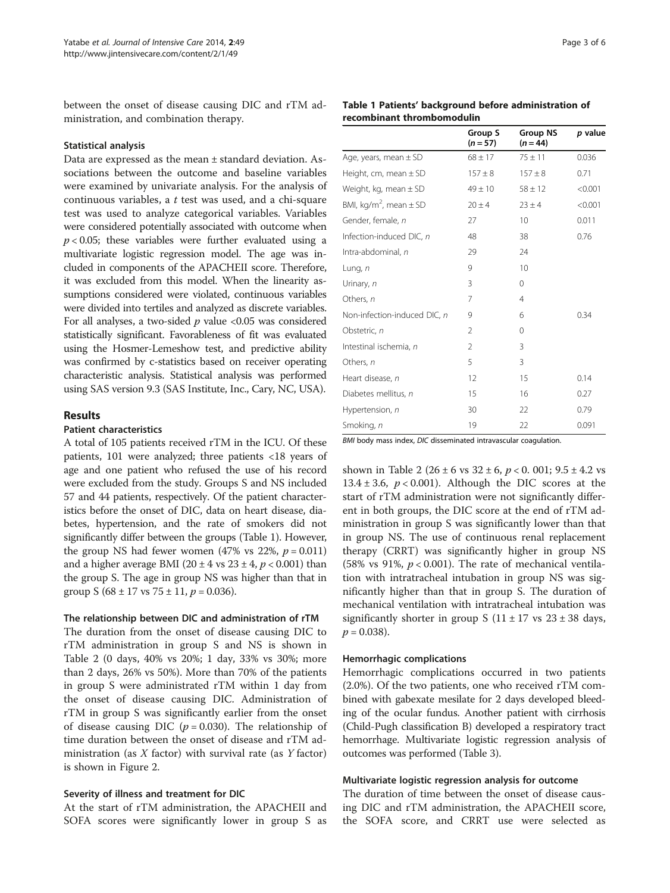between the onset of disease causing DIC and rTM administration, and combination therapy.

### Statistical analysis

Data are expressed as the mean ± standard deviation. Associations between the outcome and baseline variables were examined by univariate analysis. For the analysis of continuous variables, a *t* test was used, and a chi-square test was used to analyze categorical variables. Variables were considered potentially associated with outcome when $p < 0.05$; these variables were further evaluated using a multivariate logistic regression model. The age was included in components of the APACHEII score. Therefore, it was excluded from this model. When the linearity assumptions considered were violated, continuous variables were divided into tertiles and analyzed as discrete variables. For all analyses, a two-sided $p$ value <0.05 was considered statistically significant. Favorableness of fit was evaluated using the Hosmer-Lemeshow test, and predictive ability was confirmed by c-statistics based on receiver operating characteristic analysis. Statistical analysis was performed using SAS version 9.3 (SAS Institute, Inc., Cary, NC, USA).

## Results

### Patient characteristics

A total of 105 patients received rTM in the ICU. Of these patients, 101 were analyzed; three patients <18 years of age and one patient who refused the use of his record were excluded from the study. Groups S and NS included 57 and 44 patients, respectively. Of the patient characteristics before the onset of DIC, data on heart disease, diabetes, hypertension, and the rate of smokers did not significantly differ between the groups (Table 1). However, the group NS had fewer women (47% vs 22%, $p = 0.011$) and a higher average BMI (20 ± 4 vs 23 ± 4, $p < 0.001$) than the group S. The age in group NS was higher than that in group S (68 ± 17 vs 75 ± 11, $p = 0.036$).

**Table 1 Patients' background before administration of recombinant thrombomodulin**

| | Group S ($n = 57$) | Group NS ($n = 44$) | *p* value |
|---|---|---|---|
| Age, years, mean ± SD | 68 ± 17 | 75 ± 11 | 0.036 |
| Height, cm, mean ± SD | 157 ± 8 | 157 ± 8 | 0.71 |
| Weight, kg, mean ± SD | 49 ± 10 | 58 ± 12 | <0.001 |
| BMI, kg/m$^2$, mean ± SD | 20 ± 4 | 23 ± 4 | <0.001 |
| Gender, female, *n* | 27 | 10 | 0.011 |
| Infection-induced DIC, *n* | 48 | 38 | 0.76 |
| Intra-abdominal, *n* | 29 | 24 | |
| Lung, *n* | 9 | 10 | |
| Urinary, *n* | 3 | 0 | |
| Others, *n* | 7 | 4 | |
| Non-infection-induced DIC, *n* | 9 | 6 | 0.34 |
| Obstetric, *n* | 2 | 0 | |
| Intestinal ischemia, *n* | 2 | 3 | |
| Others, *n* | 5 | 3 | |
| Heart disease, *n* | 12 | 15 | 0.14 |
| Diabetes mellitus, *n* | 15 | 16 | 0.27 |
| Hypertension, *n* | 30 | 22 | 0.79 |
| Smoking, *n* | 19 | 22 | 0.091 |

*BMI* body mass index, *DIC* disseminated intravascular coagulation.

### The relationship between DIC and administration of rTM

The duration from the onset of disease causing DIC to rTM administration in group S and NS is shown in Table 2 (0 days, 40% vs 20%; 1 day, 33% vs 30%; more than 2 days, 26% vs 50%). More than 70% of the patients in group S were administrated rTM within 1 day from the onset of disease causing DIC. Administration of rTM in group S was significantly earlier from the onset of disease causing DIC ($p = 0.030$). The relationship of time duration between the onset of disease and rTM administration (as *X* factor) with survival rate (as *Y* factor) is shown in Figure 2.

### Severity of illness and treatment for DIC

At the start of rTM administration, the APACHEII and SOFA scores were significantly lower in group S as shown in Table 2 (26 ± 6 vs 32 ± 6, $p < 0.001$; 9.5 ± 4.2 vs 13.4 ± 3.6, $p < 0.001$). Although the DIC scores at the start of rTM administration were not significantly different in both groups, the DIC score at the end of rTM administration in group S was significantly lower than that in group NS. The use of continuous renal replacement therapy (CRRT) was significantly higher in group NS (58% vs 91%, $p < 0.001$). The rate of mechanical ventilation with intratracheal intubation in group NS was significantly higher than that in group S. The duration of mechanical ventilation with intratracheal intubation was significantly shorter in group S (11 ± 17 vs 23 ± 38 days, $p = 0.038$).

### Hemorrhagic complications

Hemorrhagic complications occurred in two patients (2.0%). Of the two patients, one who received rTM combined with gabexate mesilate for 2 days developed bleeding of the ocular fundus. Another patient with cirrhosis (Child-Pugh classification B) developed a respiratory tract hemorrhage. Multivariate logistic regression analysis of outcomes was performed (Table 3).

### Multivariate logistic regression analysis for outcome

The duration of time between the onset of disease causing DIC and rTM administration, the APACHEII score, the SOFA score, and CRRT use were selected as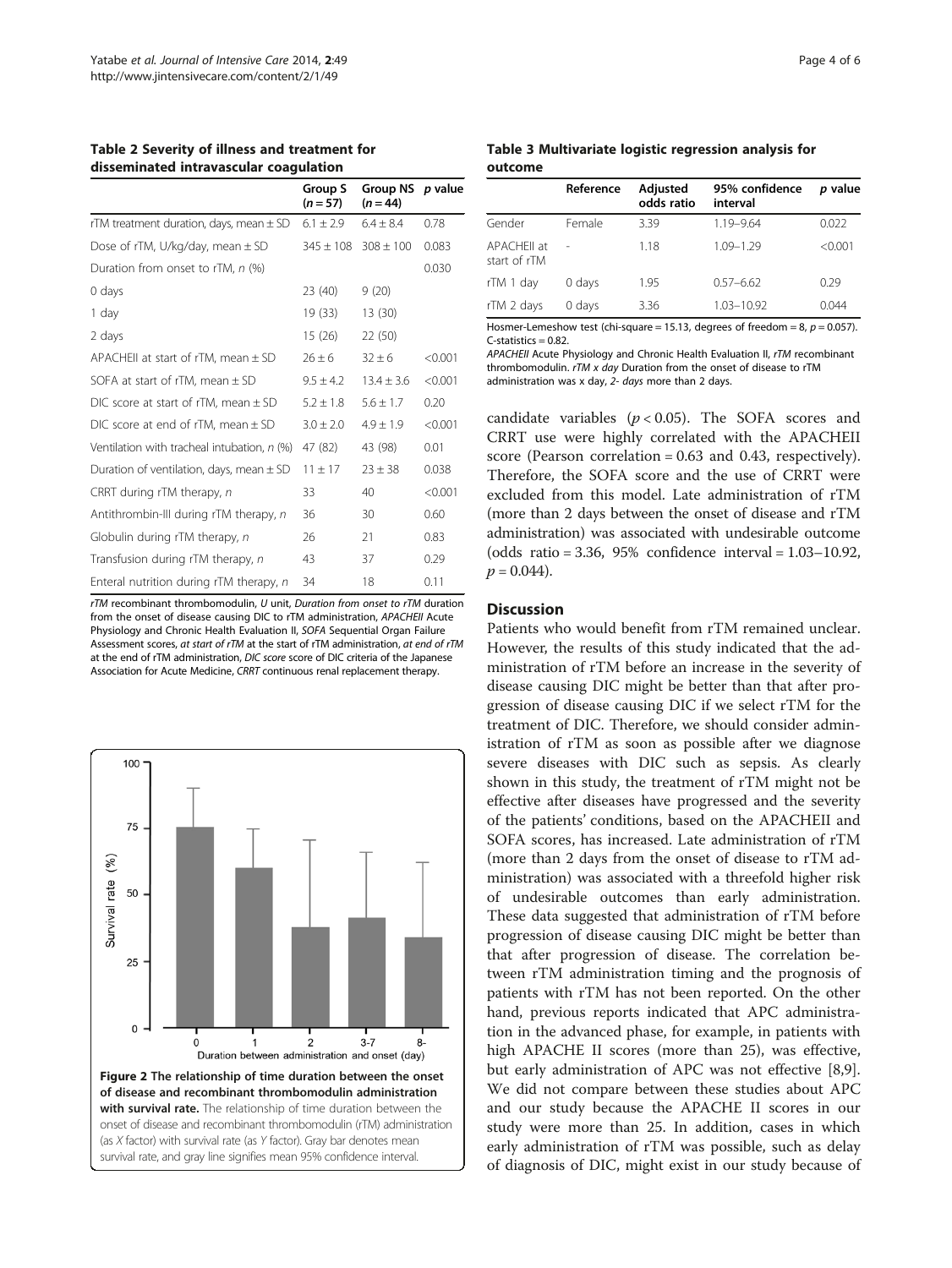**Table 2 Severity of illness and treatment for disseminated intravascular coagulation**

| | Group S ($n = 57$) | Group NS ($n = 44$) | $p$ value |
|---|---|---|---|
| rTM treatment duration, days, mean ± SD | 6.1 ± 2.9 | 6.4 ± 8.4 | 0.78 |
| Dose of rTM, U/kg/day, mean ± SD | 345 ± 108 | 308 ± 100 | 0.083 |
| Duration from onset to rTM, $n$ (%) | | | 0.030 |
| 0 days | 23 (40) | 9 (20) | |
| 1 day | 19 (33) | 13 (30) | |
| 2 days | 15 (26) | 22 (50) | |
| APACHEII at start of rTM, mean ± SD | 26 ± 6 | 32 ± 6 | <0.001 |
| SOFA at start of rTM, mean ± SD | 9.5 ± 4.2 | 13.4 ± 3.6 | <0.001 |
| DIC score at start of rTM, mean ± SD | 5.2 ± 1.8 | 5.6 ± 1.7 | 0.20 |
| DIC score at end of rTM, mean ± SD | 3.0 ± 2.0 | 4.9 ± 1.9 | <0.001 |
| Ventilation with tracheal intubation, $n$ (%) | 47 (82) | 43 (98) | 0.01 |
| Duration of ventilation, days, mean ± SD | 11 ± 17 | 23 ± 38 | 0.038 |
| CRRT during rTM therapy, $n$ | 33 | 40 | <0.001 |
| Antithrombin-III during rTM therapy, $n$ | 36 | 30 | 0.60 |
| Globulin during rTM therapy, $n$ | 26 | 21 | 0.83 |
| Transfusion during rTM therapy, $n$ | 43 | 37 | 0.29 |
| Enteral nutrition during rTM therapy, $n$ | 34 | 18 | 0.11 |

*rTM* recombinant thrombomodulin, *U* unit, *Duration from onset to rTM* duration from the onset of disease causing DIC to rTM administration, *APACHEII* Acute Physiology and Chronic Health Evaluation II, *SOFA* Sequential Organ Failure Assessment scores, *at start of rTM* at the start of rTM administration, *at end of rTM* at the end of rTM administration, *DIC score* score of DIC criteria of the Japanese Association for Acute Medicine, *CRRT* continuous renal replacement therapy.

**Figure 2 The relationship of time duration between the onset of disease and recombinant thrombomodulin administration with survival rate.** The relationship of time duration between the onset of disease and recombinant thrombomodulin (rTM) administration (as *X* factor) with survival rate (as *Y* factor). Gray bar denotes mean survival rate, and gray line signifies mean 95% confidence interval.

**Table 3 Multivariate logistic regression analysis for outcome**

| | Reference | Adjusted odds ratio | 95% confidence interval | $p$ value |
|---|---|---|---|---|
| Gender | Female | 3.39 | 1.19–9.64 | 0.022 |
| APACHEII at start of rTM | - | 1.18 | 1.09–1.29 | <0.001 |
| rTM 1 day | 0 days | 1.95 | 0.57–6.62 | 0.29 |
| rTM 2 days | 0 days | 3.36 | 1.03–10.92 | 0.044 |

Hosmer-Lemeshow test (chi-square = 15.13, degrees of freedom = 8, $p = 0.057$). C-statistics = 0.82.

*APACHEII* Acute Physiology and Chronic Health Evaluation II, *rTM* recombinant thrombomodulin. *rTM x day* Duration from the onset of disease to rTM administration was x day, *2- days* more than 2 days.

candidate variables ($p < 0.05$). The SOFA scores and CRRT use were highly correlated with the APACHEII score (Pearson correlation = 0.63 and 0.43, respectively). Therefore, the SOFA score and the use of CRRT were excluded from this model. Late administration of rTM (more than 2 days between the onset of disease and rTM administration) was associated with undesirable outcome (odds ratio = 3.36, 95% confidence interval = 1.03–10.92, $p = 0.044$).

## Discussion

Patients who would benefit from rTM remained unclear. However, the results of this study indicated that the administration of rTM before an increase in the severity of disease causing DIC might be better than that after progression of disease causing DIC if we select rTM for the treatment of DIC. Therefore, we should consider administration of rTM as soon as possible after we diagnose severe diseases with DIC such as sepsis. As clearly shown in this study, the treatment of rTM might not be effective after diseases have progressed and the severity of the patients' conditions, based on the APACHEII and SOFA scores, has increased. Late administration of rTM (more than 2 days from the onset of disease to rTM administration) was associated with a threefold higher risk of undesirable outcomes than early administration. These data suggested that administration of rTM before progression of disease causing DIC might be better than that after progression of disease. The correlation between rTM administration timing and the prognosis of patients with rTM has not been reported. On the other hand, previous reports indicated that APC administration in the advanced phase, for example, in patients with high APACHE II scores (more than 25), was effective, but early administration of APC was not effective [8,9]. We did not compare between these studies about APC and our study because the APACHE II scores in our study were more than 25. In addition, cases in which early administration of rTM was possible, such as delay of diagnosis of DIC, might exist in our study because of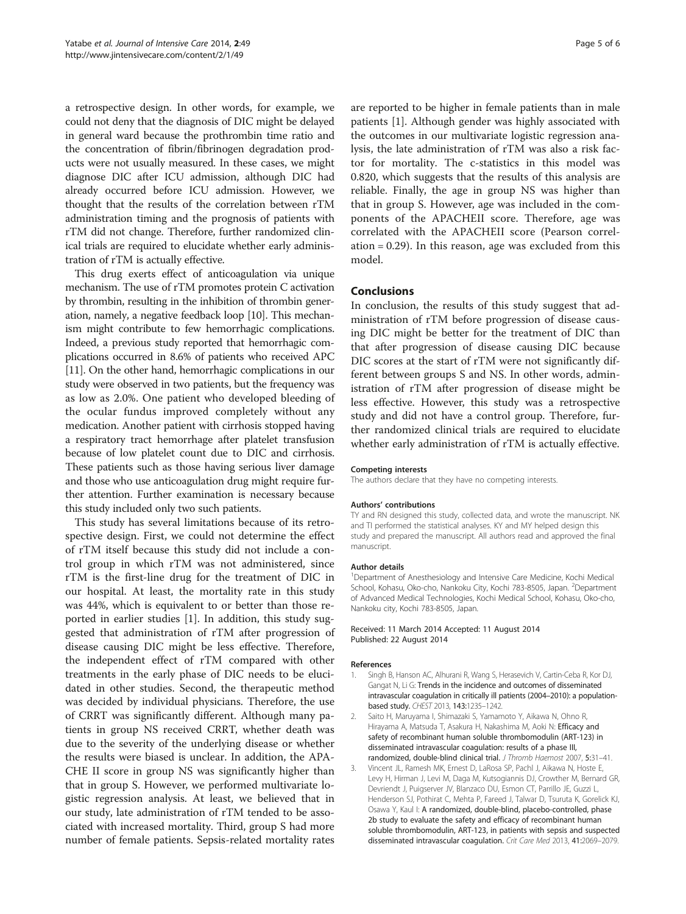a retrospective design. In other words, for example, we could not deny that the diagnosis of DIC might be delayed in general ward because the prothrombin time ratio and the concentration of fibrin/fibrinogen degradation products were not usually measured. In these cases, we might diagnose DIC after ICU admission, although DIC had already occurred before ICU admission. However, we thought that the results of the correlation between rTM administration timing and the prognosis of patients with rTM did not change. Therefore, further randomized clinical trials are required to elucidate whether early administration of rTM is actually effective.

This drug exerts effect of anticoagulation via unique mechanism. The use of rTM promotes protein C activation by thrombin, resulting in the inhibition of thrombin generation, namely, a negative feedback loop [10]. This mechanism might contribute to few hemorrhagic complications. Indeed, a previous study reported that hemorrhagic complications occurred in 8.6% of patients who received APC [11]. On the other hand, hemorrhagic complications in our study were observed in two patients, but the frequency was as low as 2.0%. One patient who developed bleeding of the ocular fundus improved completely without any medication. Another patient with cirrhosis stopped having a respiratory tract hemorrhage after platelet transfusion because of low platelet count due to DIC and cirrhosis. These patients such as those having serious liver damage and those who use anticoagulation drug might require further attention. Further examination is necessary because this study included only two such patients.

This study has several limitations because of its retrospective design. First, we could not determine the effect of rTM itself because this study did not include a control group in which rTM was not administered, since rTM is the first-line drug for the treatment of DIC in our hospital. At least, the mortality rate in this study was 44%, which is equivalent to or better than those reported in earlier studies [1]. In addition, this study suggested that administration of rTM after progression of disease causing DIC might be less effective. Therefore, the independent effect of rTM compared with other treatments in the early phase of DIC needs to be elucidated in other studies. Second, the therapeutic method was decided by individual physicians. Therefore, the use of CRRT was significantly different. Although many patients in group NS received CRRT, whether death was due to the severity of the underlying disease or whether the results were biased is unclear. In addition, the APACHE II score in group NS was significantly higher than that in group S. However, we performed multivariate logistic regression analysis. At least, we believed that in our study, late administration of rTM tended to be associated with increased mortality. Third, group S had more number of female patients. Sepsis-related mortality rates are reported to be higher in female patients than in male patients [1]. Although gender was highly associated with the outcomes in our multivariate logistic regression analysis, the late administration of rTM was also a risk factor for mortality. The c-statistics in this model was 0.820, which suggests that the results of this analysis are reliable. Finally, the age in group NS was higher than that in group S. However, age was included in the components of the APACHEII score. Therefore, age was correlated with the APACHEII score (Pearson correlation = 0.29). In this reason, age was excluded from this model.

## Conclusions

In conclusion, the results of this study suggest that administration of rTM before progression of disease causing DIC might be better for the treatment of DIC than that after progression of disease causing DIC because DIC scores at the start of rTM were not significantly different between groups S and NS. In other words, administration of rTM after progression of disease might be less effective. However, this study was a retrospective study and did not have a control group. Therefore, further randomized clinical trials are required to elucidate whether early administration of rTM is actually effective.

#### Competing interests

The authors declare that they have no competing interests.

#### Authors' contributions

TY and RN designed this study, collected data, and wrote the manuscript. NK and TI performed the statistical analyses. KY and MY helped design this study and prepared the manuscript. All authors read and approved the final manuscript.

#### Author details

[1]Department of Anesthesiology and Intensive Care Medicine, Kochi Medical School, Kohasu, Oko-cho, Nankoku City, Kochi 783-8505, Japan. [2]Department of Advanced Medical Technologies, Kochi Medical School, Kohasu, Oko-cho, Nankoku city, Kochi 783-8505, Japan.

Received: 11 March 2014 Accepted: 11 August 2014
Published: 22 August 2014

#### References

1. Singh B, Hanson AC, Alhurani R, Wang S, Herasevich V, Cartin-Ceba R, Kor DJ, Gangat N, Li G: **Trends in the incidence and outcomes of disseminated intravascular coagulation in critically ill patients (2004–2010): a population-based study.** *CHEST* 2013, **143:**1235–1242.
2. Saito H, Maruyama I, Shimazaki S, Yamamoto Y, Aikawa N, Ohno R, Hirayama A, Matsuda T, Asakura H, Nakashima M, Aoki N: **Efficacy and safety of recombinant human soluble thrombomodulin (ART-123) in disseminated intravascular coagulation: results of a phase III, randomized, double-blind clinical trial.** *J Thromb Haemost* 2007, **5:**31–41.
3. Vincent JL, Ramesh MK, Ernest D, LaRosa SP, Pachl J, Aikawa N, Hoste E, Levy H, Hirman J, Levi M, Daga M, Kutsogiannis DJ, Crowther M, Bernard GR, Devriendt J, Puigserver JV, Blanzaco DU, Esmon CT, Parrillo JE, Guzzi L, Henderson SJ, Pothirat C, Mehta P, Fareed J, Talwar D, Tsuruta K, Gorelick KJ, Osawa Y, Kaul I: **A randomized, double-blind, placebo-controlled, phase 2b study to evaluate the safety and efficacy of recombinant human soluble thrombomodulin, ART-123, in patients with sepsis and suspected disseminated intravascular coagulation.** *Crit Care Med* 2013, **41:**2069–2079.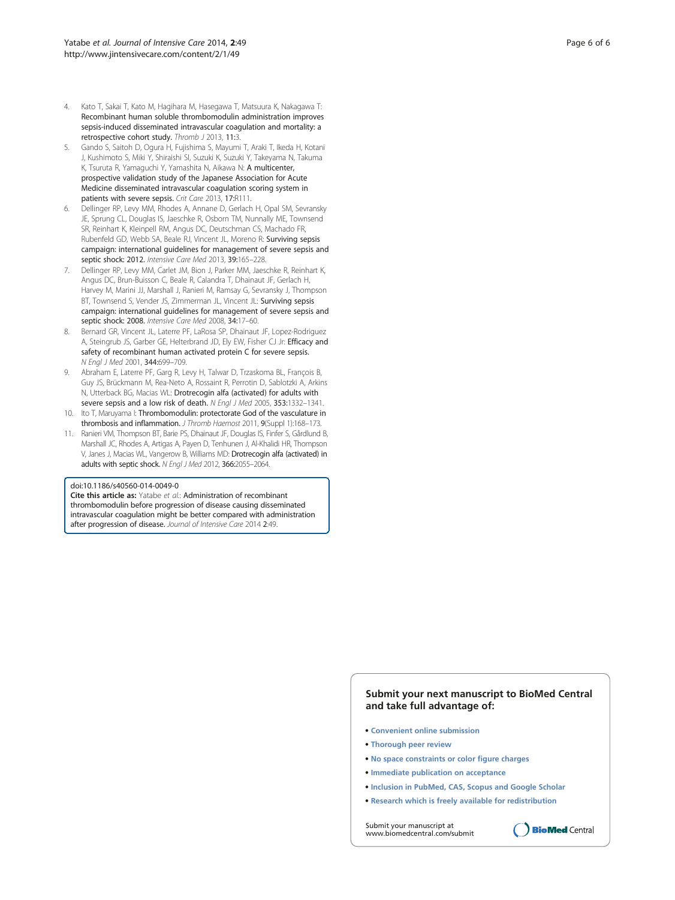4. Kato T, Sakai T, Kato M, Hagihara M, Hasegawa T, Matsuura K, Nakagawa T: Recombinant human soluble thrombomodulin administration improves sepsis-induced disseminated intravascular coagulation and mortality: a retrospective cohort study. *Thromb J* 2013, **11:**3.
5. Gando S, Saitoh D, Ogura H, Fujishima S, Mayumi T, Araki T, Ikeda H, Kotani J, Kushimoto S, Miki Y, Shiraishi SI, Suzuki K, Suzuki Y, Takeyama N, Takuma K, Tsuruta R, Yamaguchi Y, Yamashita N, Aikawa N: A multicenter, prospective validation study of the Japanese Association for Acute Medicine disseminated intravascular coagulation scoring system in patients with severe sepsis. *Crit Care* 2013, **17:**R111.
6. Dellinger RP, Levy MM, Rhodes A, Annane D, Gerlach H, Opal SM, Sevransky JE, Sprung CL, Douglas IS, Jaeschke R, Osborn TM, Nunnally ME, Townsend SR, Reinhart K, Kleinpell RM, Angus DC, Deutschman CS, Machado FR, Rubenfeld GD, Webb SA, Beale RJ, Vincent JL, Moreno R: Surviving sepsis campaign: international guidelines for management of severe sepsis and septic shock: 2012. *Intensive Care Med* 2013, **39:**165–228.
7. Dellinger RP, Levy MM, Carlet JM, Bion J, Parker MM, Jaeschke R, Reinhart K, Angus DC, Brun-Buisson C, Beale R, Calandra T, Dhainaut JF, Gerlach H, Harvey M, Marini JJ, Marshall J, Ranieri M, Ramsay G, Sevransky J, Thompson BT, Townsend S, Vender JS, Zimmerman JL, Vincent JL: Surviving sepsis campaign: international guidelines for management of severe sepsis and septic shock: 2008. *Intensive Care Med* 2008, **34:**17–60.
8. Bernard GR, Vincent JL, Laterre PF, LaRosa SP, Dhainaut JF, Lopez-Rodriguez A, Steingrub JS, Garber GE, Helterbrand JD, Ely EW, Fisher CJ Jr: Efficacy and safety of recombinant human activated protein C for severe sepsis. *N Engl J Med* 2001, **344:**699–709.
9. Abraham E, Laterre PF, Garg R, Levy H, Talwar D, Trzaskoma BL, François B, Guy JS, Brückmann M, Rea-Neto A, Rossaint R, Perrotin D, Sablotzki A, Arkins N, Utterback BG, Macias WL: Drotrecogin alfa (activated) for adults with severe sepsis and a low risk of death. *N Engl J Med* 2005, **353:**1332–1341.
10. Ito T, Maruyama I: Thrombomodulin: protectorate God of the vasculature in thrombosis and inflammation. *J Thromb Haemost* 2011, **9**(Suppl 1):168–173.
11. Ranieri VM, Thompson BT, Barie PS, Dhainaut JF, Douglas IS, Finfer S, Gårdlund B, Marshall JC, Rhodes A, Artigas A, Payen D, Tenhunen J, Al-Khalidi HR, Thompson V, Janes J, Macias WL, Vangerow B, Williams MD: Drotrecogin alfa (activated) in adults with septic shock. *N Engl J Med* 2012, **366:**2055–2064.

doi:10.1186/s40560-014-0049-0
**Cite this article as:** Yatabe *et al.*: Administration of recombinant thrombomodulin before progression of disease causing disseminated intravascular coagulation might be better compared with administration after progression of disease. *Journal of Intensive Care* 2014 **2**:49.

**Submit your next manuscript to BioMed Central and take full advantage of:**

- Convenient online submission
- Thorough peer review
- No space constraints or color figure charges
- Immediate publication on acceptance
- Inclusion in PubMed, CAS, Scopus and Google Scholar
- Research which is freely available for redistribution

Submit your manuscript at www.biomedcentral.com/submit

BioMed Central